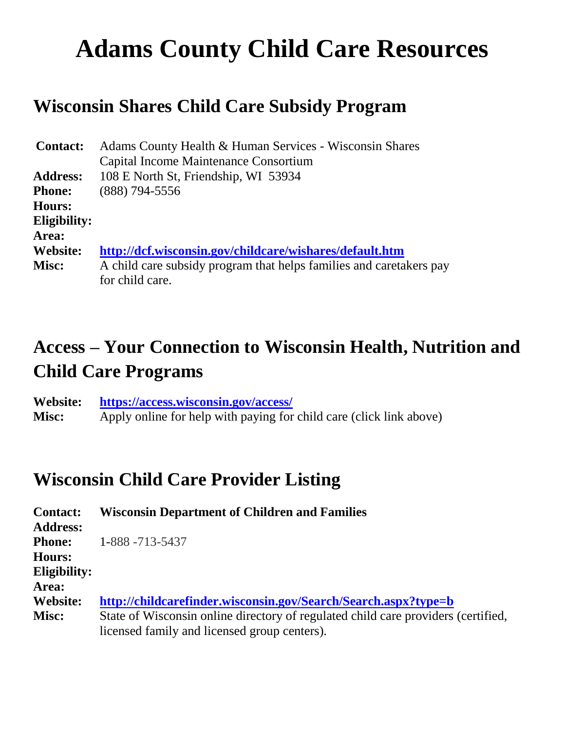# Adams County Child Care Resources

## Wisconsin Shares Child Care Subsidy Program

**Contact:** Adams County Health & Human Services - Wisconsin Shares
Capital Income Maintenance Consortium
**Address:** 108 E North St, Friendship, WI 53934
**Phone:** (888) 794-5556
**Hours:**
**Eligibility:**
**Area:**
**Website:** **http://dcf.wisconsin.gov/childcare/wishares/default.htm**
**Misc:** A child care subsidy program that helps families and caretakers pay for child care.

## Access – Your Connection to Wisconsin Health, Nutrition and Child Care Programs

**Website:** **https://access.wisconsin.gov/access/**
**Misc:** Apply online for help with paying for child care (click link above)

## Wisconsin Child Care Provider Listing

**Contact:** **Wisconsin Department of Children and Families**
**Address:**
**Phone:** 1-888 -713-5437
**Hours:**
**Eligibility:**
**Area:**
**Website:** **http://childcarefinder.wisconsin.gov/Search/Search.aspx?type=b**
**Misc:** State of Wisconsin online directory of regulated child care providers (certified, licensed family and licensed group centers).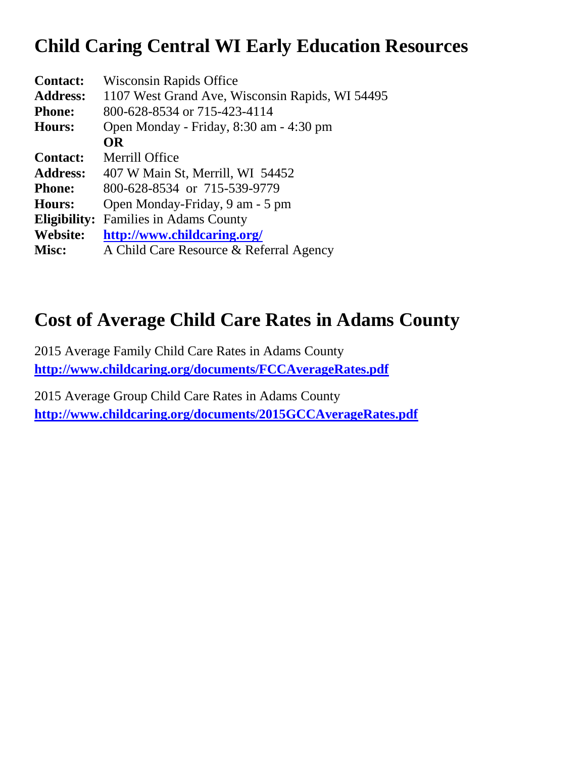# Child Caring Central WI Early Education Resources

| | |
|---|---|
| **Contact:** | Wisconsin Rapids Office |
| **Address:** | 1107 West Grand Ave, Wisconsin Rapids, WI 54495 |
| **Phone:** | 800-628-8534 or 715-423-4114 |
| **Hours:** | Open Monday - Friday, 8:30 am - 4:30 pm |
| | **OR** |
| **Contact:** | Merrill Office |
| **Address:** | 407 W Main St, Merrill, WI 54452 |
| **Phone:** | 800-628-8534 or 715-539-9779 |
| **Hours:** | Open Monday-Friday, 9 am - 5 pm |
| **Eligibility:** | Families in Adams County |
| **Website:** | **http://www.childcaring.org/** |
| **Misc:** | A Child Care Resource & Referral Agency |

# Cost of Average Child Care Rates in Adams County

2015 Average Family Child Care Rates in Adams County
**http://www.childcaring.org/documents/FCCAverageRates.pdf**

2015 Average Group Child Care Rates in Adams County
**http://www.childcaring.org/documents/2015GCCAverageRates.pdf**